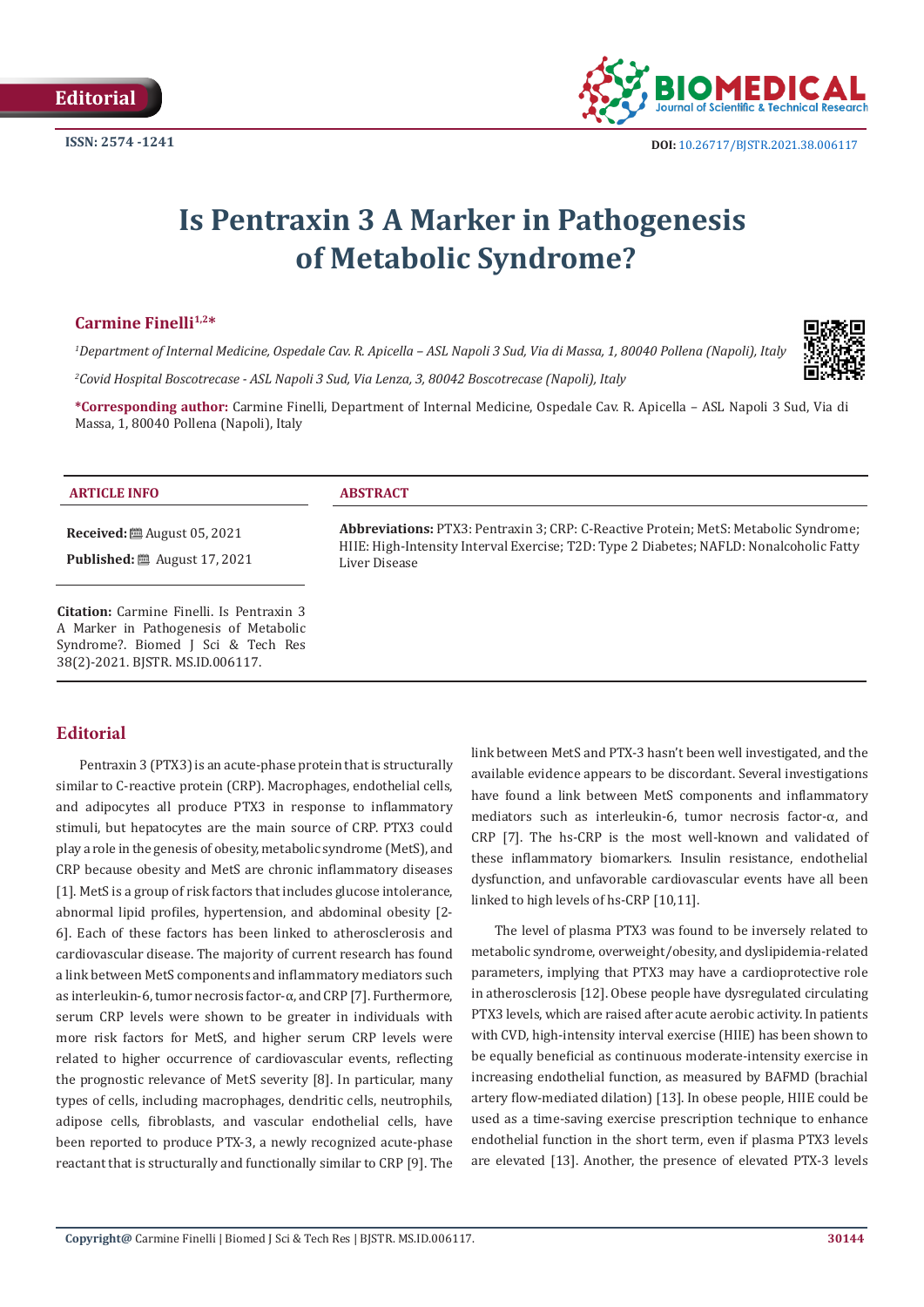Editorial

ISSN: 2574 -1241

DOI: 10.26717/BJSTR.2021.38.006117

# Is Pentraxin 3 A Marker in Pathogenesis of Metabolic Syndrome?

**Carmine Finelli[1,2]***

[1]Department of Internal Medicine, Ospedale Cav. R. Apicella – ASL Napoli 3 Sud, Via di Massa, 1, 80040 Pollena (Napoli), Italy

[2]Covid Hospital Boscotrecase - ASL Napoli 3 Sud, Via Lenza, 3, 80042 Boscotrecase (Napoli), Italy

**\*Corresponding author:** Carmine Finelli, Department of Internal Medicine, Ospedale Cav. R. Apicella – ASL Napoli 3 Sud, Via di Massa, 1, 80040 Pollena (Napoli), Italy

### ARTICLE INFO

**Received:** August 05, 2021

**Published:** August 17, 2021

**Citation:** Carmine Finelli. Is Pentraxin 3 A Marker in Pathogenesis of Metabolic Syndrome?. Biomed J Sci & Tech Res 38(2)-2021. BJSTR. MS.ID.006117.

### ABSTRACT

**Abbreviations:** PTX3: Pentraxin 3; CRP: C-Reactive Protein; MetS: Metabolic Syndrome; HIIE: High-Intensity Interval Exercise; T2D: Type 2 Diabetes; NAFLD: Nonalcoholic Fatty Liver Disease

## Editorial

Pentraxin 3 (PTX3) is an acute-phase protein that is structurally similar to C-reactive protein (CRP). Macrophages, endothelial cells, and adipocytes all produce PTX3 in response to inflammatory stimuli, but hepatocytes are the main source of CRP. PTX3 could play a role in the genesis of obesity, metabolic syndrome (MetS), and CRP because obesity and MetS are chronic inflammatory diseases [1]. MetS is a group of risk factors that includes glucose intolerance, abnormal lipid profiles, hypertension, and abdominal obesity [2-6]. Each of these factors has been linked to atherosclerosis and cardiovascular disease. The majority of current research has found a link between MetS components and inflammatory mediators such as interleukin-6, tumor necrosis factor-α, and CRP [7]. Furthermore, serum CRP levels were shown to be greater in individuals with more risk factors for MetS, and higher serum CRP levels were related to higher occurrence of cardiovascular events, reflecting the prognostic relevance of MetS severity [8]. In particular, many types of cells, including macrophages, dendritic cells, neutrophils, adipose cells, fibroblasts, and vascular endothelial cells, have been reported to produce PTX-3, a newly recognized acute-phase reactant that is structurally and functionally similar to CRP [9]. The link between MetS and PTX-3 hasn't been well investigated, and the available evidence appears to be discordant. Several investigations have found a link between MetS components and inflammatory mediators such as interleukin-6, tumor necrosis factor-α, and CRP [7]. The hs-CRP is the most well-known and validated of these inflammatory biomarkers. Insulin resistance, endothelial dysfunction, and unfavorable cardiovascular events have all been linked to high levels of hs-CRP [10,11].

The level of plasma PTX3 was found to be inversely related to metabolic syndrome, overweight/obesity, and dyslipidemia-related parameters, implying that PTX3 may have a cardioprotective role in atherosclerosis [12]. Obese people have dysregulated circulating PTX3 levels, which are raised after acute aerobic activity. In patients with CVD, high-intensity interval exercise (HIIE) has been shown to be equally beneficial as continuous moderate-intensity exercise in increasing endothelial function, as measured by BAFMD (brachial artery flow-mediated dilation) [13]. In obese people, HIIE could be used as a time-saving exercise prescription technique to enhance endothelial function in the short term, even if plasma PTX3 levels are elevated [13]. Another, the presence of elevated PTX-3 levels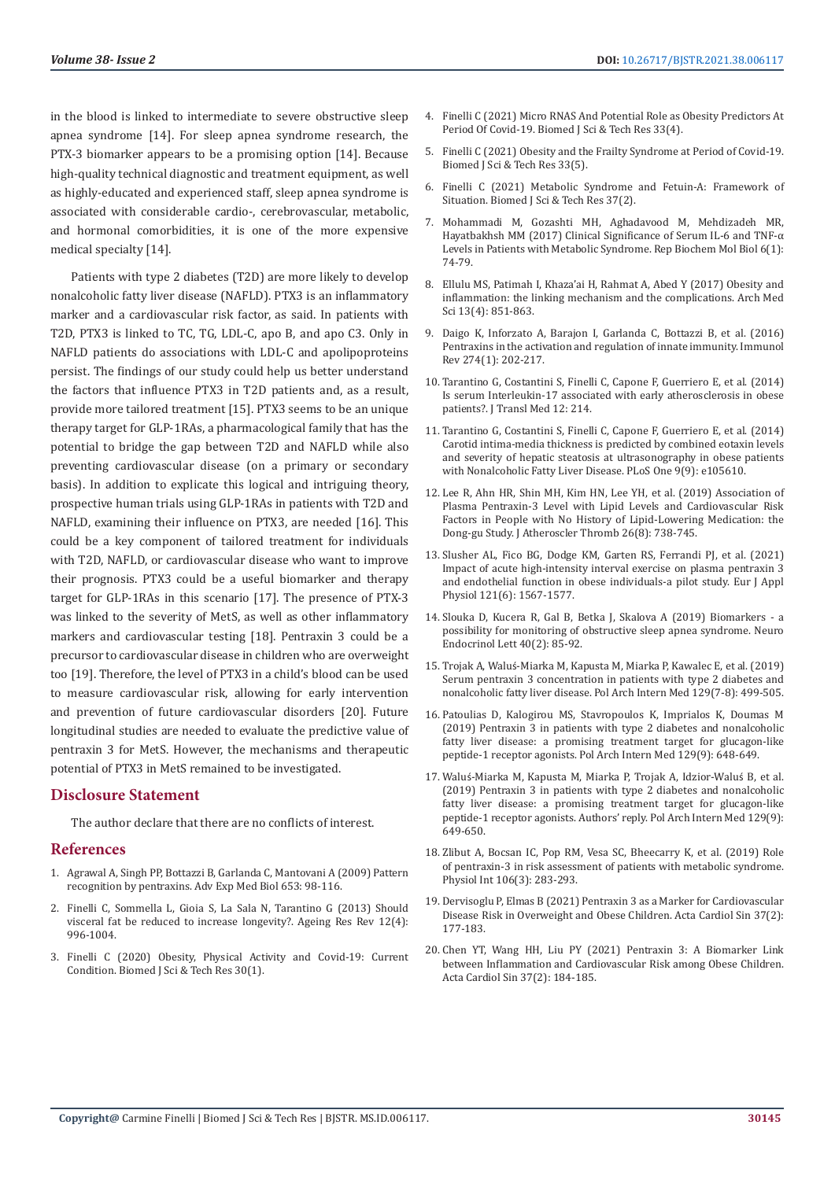in the blood is linked to intermediate to severe obstructive sleep apnea syndrome [14]. For sleep apnea syndrome research, the PTX-3 biomarker appears to be a promising option [14]. Because high-quality technical diagnostic and treatment equipment, as well as highly-educated and experienced staff, sleep apnea syndrome is associated with considerable cardio-, cerebrovascular, metabolic, and hormonal comorbidities, it is one of the more expensive medical specialty [14].

Patients with type 2 diabetes (T2D) are more likely to develop nonalcoholic fatty liver disease (NAFLD). PTX3 is an inflammatory marker and a cardiovascular risk factor, as said. In patients with T2D, PTX3 is linked to TC, TG, LDL-C, apo B, and apo C3. Only in NAFLD patients do associations with LDL-C and apolipoproteins persist. The findings of our study could help us better understand the factors that influence PTX3 in T2D patients and, as a result, provide more tailored treatment [15]. PTX3 seems to be an unique therapy target for GLP-1RAs, a pharmacological family that has the potential to bridge the gap between T2D and NAFLD while also preventing cardiovascular disease (on a primary or secondary basis). In addition to explicate this logical and intriguing theory, prospective human trials using GLP-1RAs in patients with T2D and NAFLD, examining their influence on PTX3, are needed [16]. This could be a key component of tailored treatment for individuals with T2D, NAFLD, or cardiovascular disease who want to improve their prognosis. PTX3 could be a useful biomarker and therapy target for GLP-1RAs in this scenario [17]. The presence of PTX-3 was linked to the severity of MetS, as well as other inflammatory markers and cardiovascular testing [18]. Pentraxin 3 could be a precursor to cardiovascular disease in children who are overweight too [19]. Therefore, the level of PTX3 in a child's blood can be used to measure cardiovascular risk, allowing for early intervention and prevention of future cardiovascular disorders [20]. Future longitudinal studies are needed to evaluate the predictive value of pentraxin 3 for MetS. However, the mechanisms and therapeutic potential of PTX3 in MetS remained to be investigated.

## Disclosure Statement

The author declare that there are no conflicts of interest.

## References

1. Agrawal A, Singh PP, Bottazzi B, Garlanda C, Mantovani A (2009) Pattern recognition by pentraxins. Adv Exp Med Biol 653: 98-116.
2. Finelli C, Sommella L, Gioia S, La Sala N, Tarantino G (2013) Should visceral fat be reduced to increase longevity?. Ageing Res Rev 12(4): 996-1004.
3. Finelli C (2020) Obesity, Physical Activity and Covid-19: Current Condition. Biomed J Sci & Tech Res 30(1).
4. Finelli C (2021) Micro RNAS And Potential Role as Obesity Predictors At Period Of Covid-19. Biomed J Sci & Tech Res 33(4).
5. Finelli C (2021) Obesity and the Frailty Syndrome at Period of Covid-19. Biomed J Sci & Tech Res 33(5).
6. Finelli C (2021) Metabolic Syndrome and Fetuin-A: Framework of Situation. Biomed J Sci & Tech Res 37(2).
7. Mohammadi M, Gozashti MH, Aghadavood M, Mehdizadeh MR, Hayatbakhsh MM (2017) Clinical Significance of Serum IL-6 and TNF-α Levels in Patients with Metabolic Syndrome. Rep Biochem Mol Biol 6(1): 74-79.
8. Ellulu MS, Patimah I, Khaza'ai H, Rahmat A, Abed Y (2017) Obesity and inflammation: the linking mechanism and the complications. Arch Med Sci 13(4): 851-863.
9. Daigo K, Inforzato A, Barajon I, Garlanda C, Bottazzi B, et al. (2016) Pentraxins in the activation and regulation of innate immunity. Immunol Rev 274(1): 202-217.
10. Tarantino G, Costantini S, Finelli C, Capone F, Guerriero E, et al. (2014) Is serum Interleukin-17 associated with early atherosclerosis in obese patients?. J Transl Med 12: 214.
11. Tarantino G, Costantini S, Finelli C, Capone F, Guerriero E, et al. (2014) Carotid intima-media thickness is predicted by combined eotaxin levels and severity of hepatic steatosis at ultrasonography in obese patients with Nonalcoholic Fatty Liver Disease. PLoS One 9(9): e105610.
12. Lee R, Ahn HR, Shin MH, Kim HN, Lee YH, et al. (2019) Association of Plasma Pentraxin-3 Level with Lipid Levels and Cardiovascular Risk Factors in People with No History of Lipid-Lowering Medication: the Dong-gu Study. J Atheroscler Thromb 26(8): 738-745.
13. Slusher AL, Fico BG, Dodge KM, Garten RS, Ferrandi PJ, et al. (2021) Impact of acute high-intensity interval exercise on plasma pentraxin 3 and endothelial function in obese individuals-a pilot study. Eur J Appl Physiol 121(6): 1567-1577.
14. Slouka D, Kucera R, Gal B, Betka J, Skalova A (2019) Biomarkers - a possibility for monitoring of obstructive sleep apnea syndrome. Neuro Endocrinol Lett 40(2): 85-92.
15. Trojak A, Waluś-Miarka M, Kapusta M, Miarka P, Kawalec E, et al. (2019) Serum pentraxin 3 concentration in patients with type 2 diabetes and nonalcoholic fatty liver disease. Pol Arch Intern Med 129(7-8): 499-505.
16. Patoulias D, Kalogirou MS, Stavropoulos K, Imprialos K, Doumas M (2019) Pentraxin 3 in patients with type 2 diabetes and nonalcoholic fatty liver disease: a promising treatment target for glucagon-like peptide-1 receptor agonists. Pol Arch Intern Med 129(9): 648-649.
17. Waluś-Miarka M, Kapusta M, Miarka P, Trojak A, Idzior-Waluś B, et al. (2019) Pentraxin 3 in patients with type 2 diabetes and nonalcoholic fatty liver disease: a promising treatment target for glucagon-like peptide-1 receptor agonists. Authors' reply. Pol Arch Intern Med 129(9): 649-650.
18. Zlibut A, Bocsan IC, Pop RM, Vesa SC, Bheecarry K, et al. (2019) Role of pentraxin-3 in risk assessment of patients with metabolic syndrome. Physiol Int 106(3): 283-293.
19. Dervisoglu P, Elmas B (2021) Pentraxin 3 as a Marker for Cardiovascular Disease Risk in Overweight and Obese Children. Acta Cardiol Sin 37(2): 177-183.
20. Chen YT, Wang HH, Liu PY (2021) Pentraxin 3: A Biomarker Link between Inflammation and Cardiovascular Risk among Obese Children. Acta Cardiol Sin 37(2): 184-185.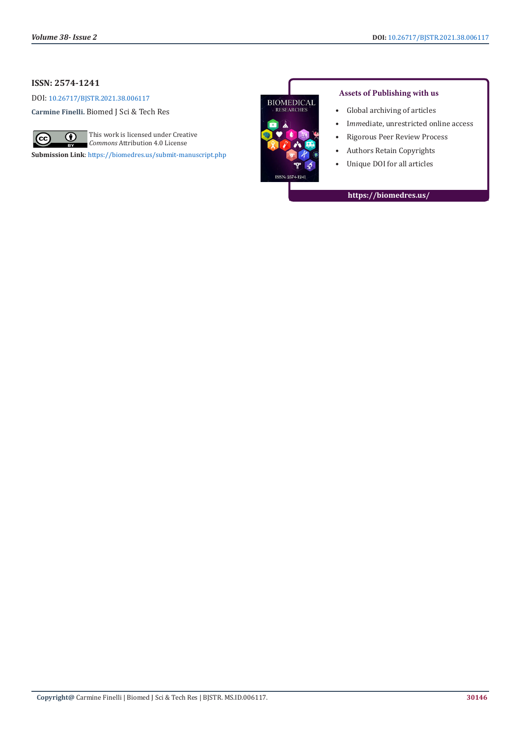**ISSN: 2574-1241**

DOI: 10.26717/BJSTR.2021.38.006117

**Carmine Finelli.** Biomed J Sci & Tech Res

This work is licensed under Creative *Commons* Attribution 4.0 License

**Submission Link**: https://biomedres.us/submit-manuscript.php

**Assets of Publishing with us**

- Global archiving of articles
- Immediate, unrestricted online access
- Rigorous Peer Review Process
- Authors Retain Copyrights
- Unique DOI for all articles

**https://biomedres.us/**